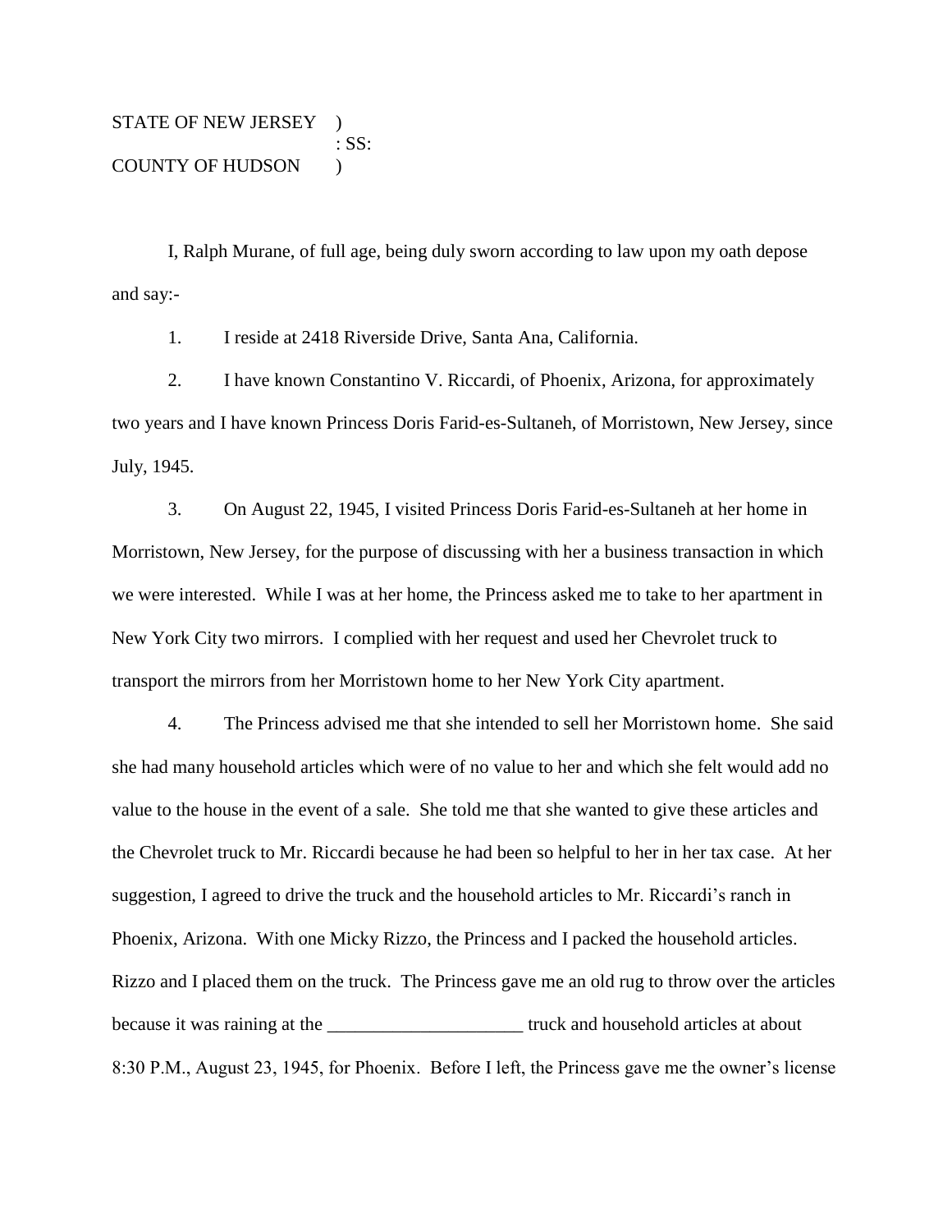STATE OF NEW JERSEY )
: SS:
COUNTY OF HUDSON )

I, Ralph Murane, of full age, being duly sworn according to law upon my oath depose and say:-

1. I reside at 2418 Riverside Drive, Santa Ana, California.

2. I have known Constantino V. Riccardi, of Phoenix, Arizona, for approximately two years and I have known Princess Doris Farid-es-Sultaneh, of Morristown, New Jersey, since July, 1945.

3. On August 22, 1945, I visited Princess Doris Farid-es-Sultaneh at her home in Morristown, New Jersey, for the purpose of discussing with her a business transaction in which we were interested. While I was at her home, the Princess asked me to take to her apartment in New York City two mirrors. I complied with her request and used her Chevrolet truck to transport the mirrors from her Morristown home to her New York City apartment.

4. The Princess advised me that she intended to sell her Morristown home. She said she had many household articles which were of no value to her and which she felt would add no value to the house in the event of a sale. She told me that she wanted to give these articles and the Chevrolet truck to Mr. Riccardi because he had been so helpful to her in her tax case. At her suggestion, I agreed to drive the truck and the household articles to Mr. Riccardi's ranch in Phoenix, Arizona. With one Micky Rizzo, the Princess and I packed the household articles. Rizzo and I placed them on the truck. The Princess gave me an old rug to throw over the articles because it was raining at the _____________________ truck and household articles at about 8:30 P.M., August 23, 1945, for Phoenix. Before I left, the Princess gave me the owner's license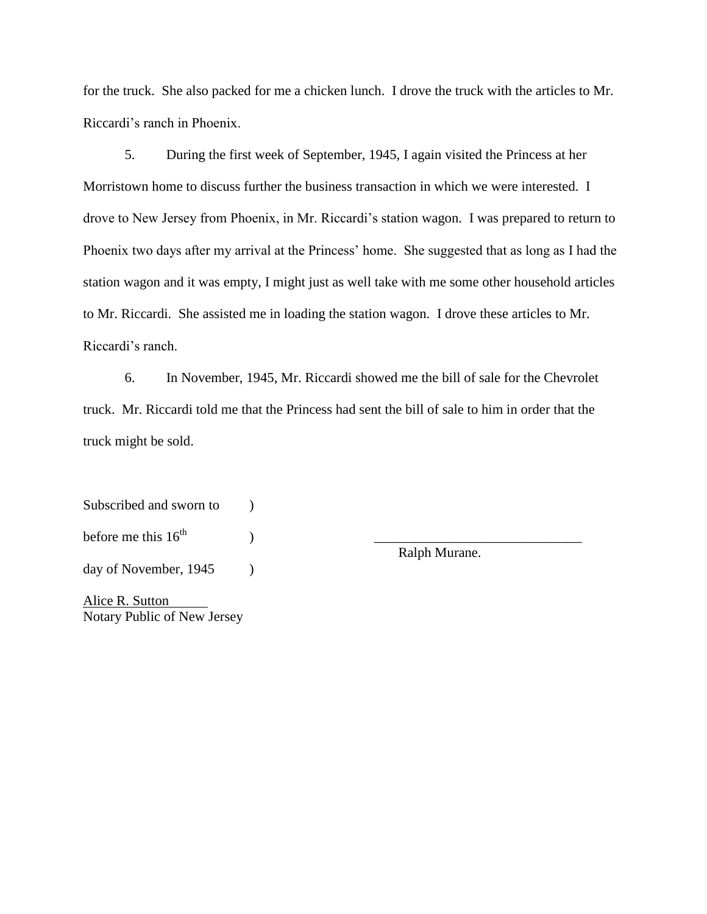for the truck. She also packed for me a chicken lunch. I drove the truck with the articles to Mr. Riccardi's ranch in Phoenix.

5. During the first week of September, 1945, I again visited the Princess at her Morristown home to discuss further the business transaction in which we were interested. I drove to New Jersey from Phoenix, in Mr. Riccardi's station wagon. I was prepared to return to Phoenix two days after my arrival at the Princess' home. She suggested that as long as I had the station wagon and it was empty, I might just as well take with me some other household articles to Mr. Riccardi. She assisted me in loading the station wagon. I drove these articles to Mr. Riccardi's ranch.

6. In November, 1945, Mr. Riccardi showed me the bill of sale for the Chevrolet truck. Mr. Riccardi told me that the Princess had sent the bill of sale to him in order that the truck might be sold.

Subscribed and sworn to )
before me this 16th )
day of November, 1945 )

Alice R. Sutton
Notary Public of New Jersey

______________________________
Ralph Murane.